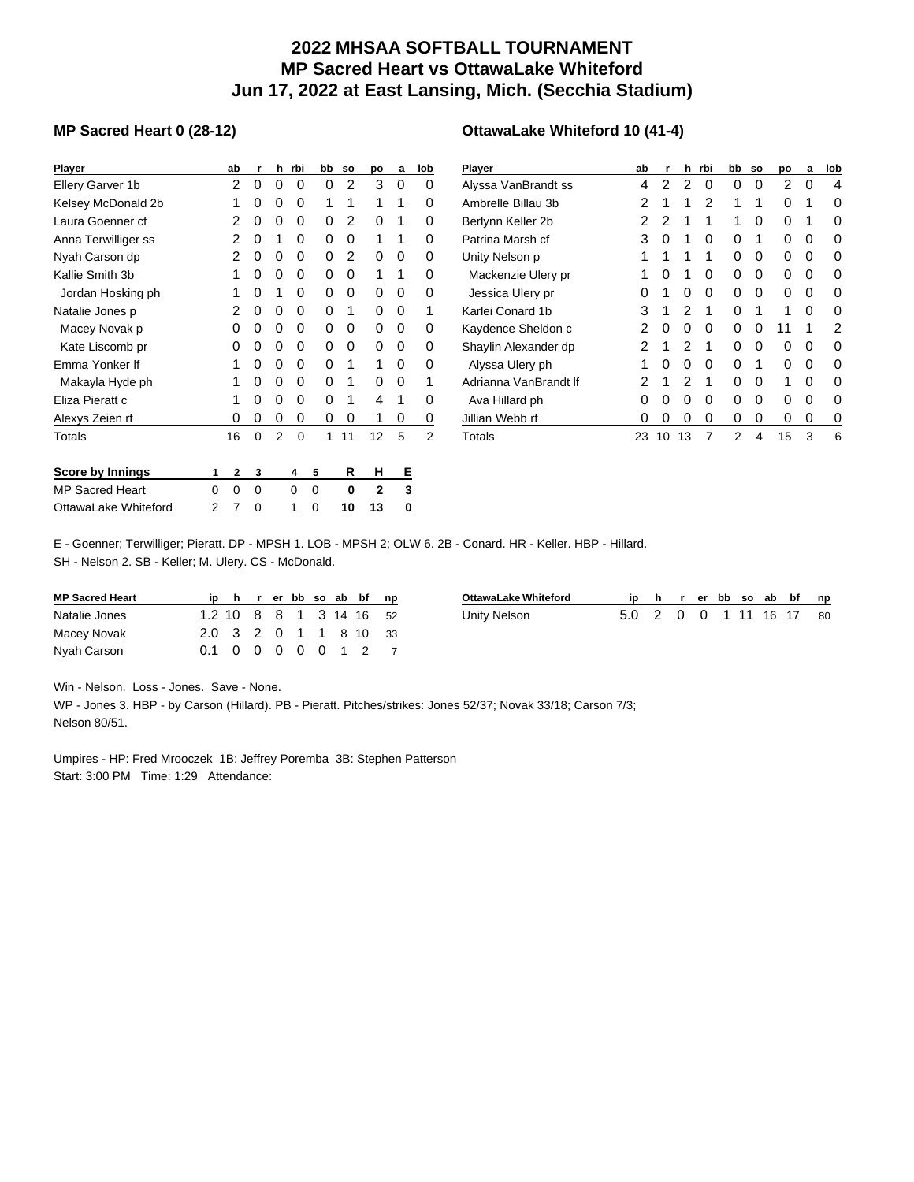# 2022 MHSAA SOFTBALL TOURNAMENT
# MP Sacred Heart vs OttawaLake Whiteford
# Jun 17, 2022 at East Lansing, Mich. (Secchia Stadium)

## MP Sacred Heart 0 (28-12)

| Player | ab | r | h | rbi | bb | so | po | a | lob |
|---|---|---|---|---|---|---|---|---|---|
| Ellery Garver 1b | 2 | 0 | 0 | 0 | 0 | 2 | 3 | 0 | 0 |
| Kelsey McDonald 2b | 1 | 0 | 0 | 0 | 1 | 1 | 1 | 1 | 0 |
| Laura Goenner cf | 2 | 0 | 0 | 0 | 0 | 2 | 0 | 1 | 0 |
| Anna Terwilliger ss | 2 | 0 | 1 | 0 | 0 | 0 | 1 | 1 | 0 |
| Nyah Carson dp | 2 | 0 | 0 | 0 | 0 | 2 | 0 | 0 | 0 |
| Kallie Smith 3b | 1 | 0 | 0 | 0 | 0 | 0 | 1 | 1 | 0 |
| Jordan Hosking ph | 1 | 0 | 1 | 0 | 0 | 0 | 0 | 0 | 0 |
| Natalie Jones p | 2 | 0 | 0 | 0 | 0 | 1 | 0 | 0 | 1 |
| Macey Novak p | 0 | 0 | 0 | 0 | 0 | 0 | 0 | 0 | 0 |
| Kate Liscomb pr | 0 | 0 | 0 | 0 | 0 | 0 | 0 | 0 | 0 |
| Emma Yonker lf | 1 | 0 | 0 | 0 | 0 | 1 | 1 | 0 | 0 |
| Makayla Hyde ph | 1 | 0 | 0 | 0 | 0 | 1 | 0 | 0 | 1 |
| Eliza Pieratt c | 1 | 0 | 0 | 0 | 0 | 1 | 4 | 1 | 0 |
| Alexys Zeien rf | 0 | 0 | 0 | 0 | 0 | 0 | 1 | 0 | 0 |
| Totals | 16 | 0 | 2 | 0 | 1 | 11 | 12 | 5 | 2 |

## OttawaLake Whiteford 10 (41-4)

| Player | ab | r | h | rbi | bb | so | po | a | lob |
|---|---|---|---|---|---|---|---|---|---|
| Alyssa VanBrandt ss | 4 | 2 | 2 | 0 | 0 | 0 | 2 | 0 | 4 |
| Ambrelle Billau 3b | 2 | 1 | 1 | 2 | 1 | 1 | 0 | 1 | 0 |
| Berlynn Keller 2b | 2 | 2 | 1 | 1 | 1 | 0 | 0 | 1 | 0 |
| Patrina Marsh cf | 3 | 0 | 1 | 0 | 0 | 1 | 0 | 0 | 0 |
| Unity Nelson p | 1 | 1 | 1 | 1 | 0 | 0 | 0 | 0 | 0 |
| Mackenzie Ulery pr | 1 | 0 | 1 | 0 | 0 | 0 | 0 | 0 | 0 |
| Jessica Ulery pr | 0 | 1 | 0 | 0 | 0 | 0 | 0 | 0 | 0 |
| Karlei Conard 1b | 3 | 1 | 2 | 1 | 0 | 1 | 1 | 0 | 0 |
| Kaydence Sheldon c | 2 | 0 | 0 | 0 | 0 | 0 | 11 | 1 | 2 |
| Shaylin Alexander dp | 2 | 1 | 2 | 1 | 0 | 0 | 0 | 0 | 0 |
| Alyssa Ulery ph | 1 | 0 | 0 | 0 | 0 | 1 | 0 | 0 | 0 |
| Adrianna VanBrandt lf | 2 | 1 | 2 | 1 | 0 | 0 | 1 | 0 | 0 |
| Ava Hillard ph | 0 | 0 | 0 | 0 | 0 | 0 | 0 | 0 | 0 |
| Jillian Webb rf | 0 | 0 | 0 | 0 | 0 | 0 | 0 | 0 | 0 |
| Totals | 23 | 10 | 13 | 7 | 2 | 4 | 15 | 3 | 6 |

| Score by Innings | 1 | 2 | 3 | 4 | 5 | R | H | E |
|---|---|---|---|---|---|---|---|---|
| MP Sacred Heart | 0 | 0 | 0 | 0 | 0 | **0** | **2** | **3** |
| OttawaLake Whiteford | 2 | 7 | 0 | 1 | 0 | **10** | **13** | **0** |

E - Goenner; Terwilliger; Pieratt. DP - MPSH 1. LOB - MPSH 2; OLW 6. 2B - Conard. HR - Keller. HBP - Hillard. SH - Nelson 2. SB - Keller; M. Ulery. CS - McDonald.

| MP Sacred Heart | ip | h | r | er | bb | so | ab | bf | np |
|---|---|---|---|---|---|---|---|---|---|
| Natalie Jones | 1.2 | 10 | 8 | 8 | 1 | 3 | 14 | 16 | 52 |
| Macey Novak | 2.0 | 3 | 2 | 0 | 1 | 1 | 8 | 10 | 33 |
| Nyah Carson | 0.1 | 0 | 0 | 0 | 0 | 0 | 1 | 2 | 7 |

| OttawaLake Whiteford | ip | h | r | er | bb | so | ab | bf | np |
|---|---|---|---|---|---|---|---|---|---|
| Unity Nelson | 5.0 | 2 | 0 | 0 | 1 | 11 | 16 | 17 | 80 |

Win - Nelson. Loss - Jones. Save - None.

WP - Jones 3. HBP - by Carson (Hillard). PB - Pieratt. Pitches/strikes: Jones 52/37; Novak 33/18; Carson 7/3; Nelson 80/51.

Umpires - HP: Fred Mrooczek 1B: Jeffrey Poremba 3B: Stephen Patterson
Start: 3:00 PM Time: 1:29 Attendance: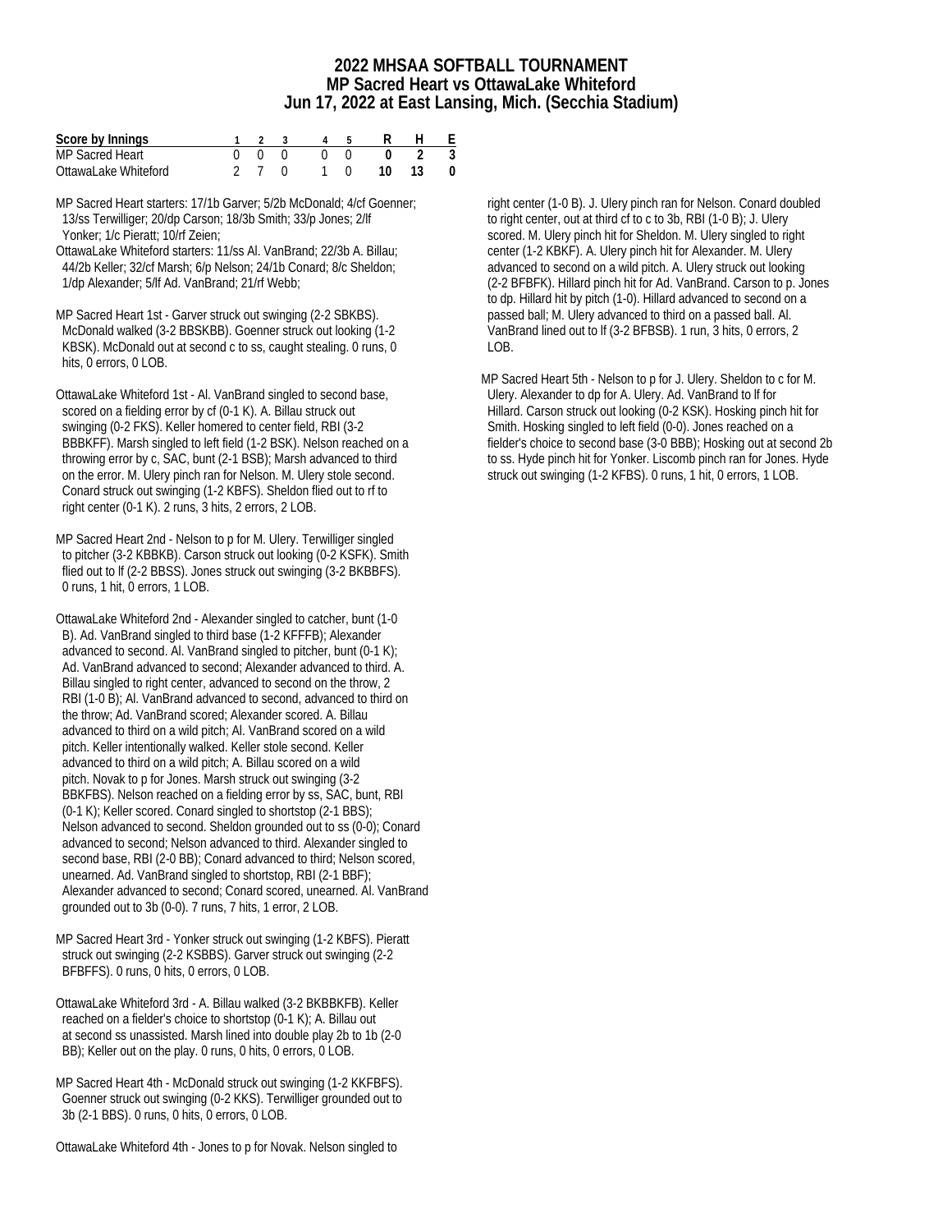# 2022 MHSAA SOFTBALL TOURNAMENT
## MP Sacred Heart vs OttawaLake Whiteford
### Jun 17, 2022 at East Lansing, Mich. (Secchia Stadium)

| Score by Innings | 1 | 2 | 3 | 4 | 5 | R | H | E |
|---|---|---|---|---|---|---|---|---|
| MP Sacred Heart | 0 | 0 | 0 | 0 | 0 | 0 | 2 | 3 |
| OttawaLake Whiteford | 2 | 7 | 0 | 1 | 0 | 10 | 13 | 0 |

MP Sacred Heart starters: 17/1b Garver; 5/2b McDonald; 4/cf Goenner; 13/ss Terwilliger; 20/dp Carson; 18/3b Smith; 33/p Jones; 2/lf Yonker; 1/c Pieratt; 10/rf Zeien;

OttawaLake Whiteford starters: 11/ss Al. VanBrand; 22/3b A. Billau; 44/2b Keller; 32/cf Marsh; 6/p Nelson; 24/1b Conard; 8/c Sheldon; 1/dp Alexander; 5/lf Ad. VanBrand; 21/rf Webb;

MP Sacred Heart 1st - Garver struck out swinging (2-2 SBKBS). McDonald walked (3-2 BBSKBB). Goenner struck out looking (1-2 KBSK). McDonald out at second c to ss, caught stealing. 0 runs, 0 hits, 0 errors, 0 LOB.

OttawaLake Whiteford 1st - Al. VanBrand singled to second base, scored on a fielding error by cf (0-1 K). A. Billau struck out swinging (0-2 FKS). Keller homered to center field, RBI (3-2 BBBKFF). Marsh singled to left field (1-2 BSK). Nelson reached on a throwing error by c, SAC, bunt (2-1 BSB); Marsh advanced to third on the error. M. Ulery pinch ran for Nelson. M. Ulery stole second. Conard struck out swinging (1-2 KBFS). Sheldon flied out to rf to right center (0-1 K). 2 runs, 3 hits, 2 errors, 2 LOB.

MP Sacred Heart 2nd - Nelson to p for M. Ulery. Terwilliger singled to pitcher (3-2 KBBKB). Carson struck out looking (0-2 KSFK). Smith flied out to lf (2-2 BBSS). Jones struck out swinging (3-2 BKBBFS). 0 runs, 1 hit, 0 errors, 1 LOB.

OttawaLake Whiteford 2nd - Alexander singled to catcher, bunt (1-0 B). Ad. VanBrand singled to third base (1-2 KFFFB); Alexander advanced to second. Al. VanBrand singled to pitcher, bunt (0-1 K); Ad. VanBrand advanced to second; Alexander advanced to third. A. Billau singled to right center, advanced to second on the throw, 2 RBI (1-0 B); Al. VanBrand advanced to second, advanced to third on the throw; Ad. VanBrand scored; Alexander scored. A. Billau advanced to third on a wild pitch; Al. VanBrand scored on a wild pitch. Keller intentionally walked. Keller stole second. Keller advanced to third on a wild pitch; A. Billau scored on a wild pitch. Novak to p for Jones. Marsh struck out swinging (3-2 BBKFBS). Nelson reached on a fielding error by ss, SAC, bunt, RBI (0-1 K); Keller scored. Conard singled to shortstop (2-1 BBS); Nelson advanced to second. Sheldon grounded out to ss (0-0); Conard advanced to second; Nelson advanced to third. Alexander singled to second base, RBI (2-0 BB); Conard advanced to third; Nelson scored, unearned. Ad. VanBrand singled to shortstop, RBI (2-1 BBF); Alexander advanced to second; Conard scored, unearned. Al. VanBrand grounded out to 3b (0-0). 7 runs, 7 hits, 1 error, 2 LOB.

MP Sacred Heart 3rd - Yonker struck out swinging (1-2 KBFS). Pieratt struck out swinging (2-2 KSBBS). Garver struck out swinging (2-2 BFBFFS). 0 runs, 0 hits, 0 errors, 0 LOB.

OttawaLake Whiteford 3rd - A. Billau walked (3-2 BKBBKFB). Keller reached on a fielder's choice to shortstop (0-1 K); A. Billau out at second ss unassisted. Marsh lined into double play 2b to 1b (2-0 BB); Keller out on the play. 0 runs, 0 hits, 0 errors, 0 LOB.

MP Sacred Heart 4th - McDonald struck out swinging (1-2 KKFBFS). Goenner struck out swinging (0-2 KKS). Terwilliger grounded out to 3b (2-1 BBS). 0 runs, 0 hits, 0 errors, 0 LOB.

OttawaLake Whiteford 4th - Jones to p for Novak. Nelson singled to right center (1-0 B). J. Ulery pinch ran for Nelson. Conard doubled to right center, out at third cf to c to 3b, RBI (1-0 B); J. Ulery scored. M. Ulery pinch hit for Sheldon. M. Ulery singled to right center (1-2 KBKF). A. Ulery pinch hit for Alexander. M. Ulery advanced to second on a wild pitch. A. Ulery struck out looking (2-2 BFBFK). Hillard pinch hit for Ad. VanBrand. Carson to p. Jones to dp. Hillard hit by pitch (1-0). Hillard advanced to second on a passed ball; M. Ulery advanced to third on a passed ball. Al. VanBrand lined out to lf (3-2 BFBSB). 1 run, 3 hits, 0 errors, 2 LOB.

MP Sacred Heart 5th - Nelson to p for J. Ulery. Sheldon to c for M. Ulery. Alexander to dp for A. Ulery. Ad. VanBrand to lf for Hillard. Carson struck out looking (0-2 KSK). Hosking pinch hit for Smith. Hosking singled to left field (0-0). Jones reached on a fielder's choice to second base (3-0 BBB); Hosking out at second 2b to ss. Hyde pinch hit for Yonker. Liscomb pinch ran for Jones. Hyde struck out swinging (1-2 KFBS). 0 runs, 1 hit, 0 errors, 1 LOB.